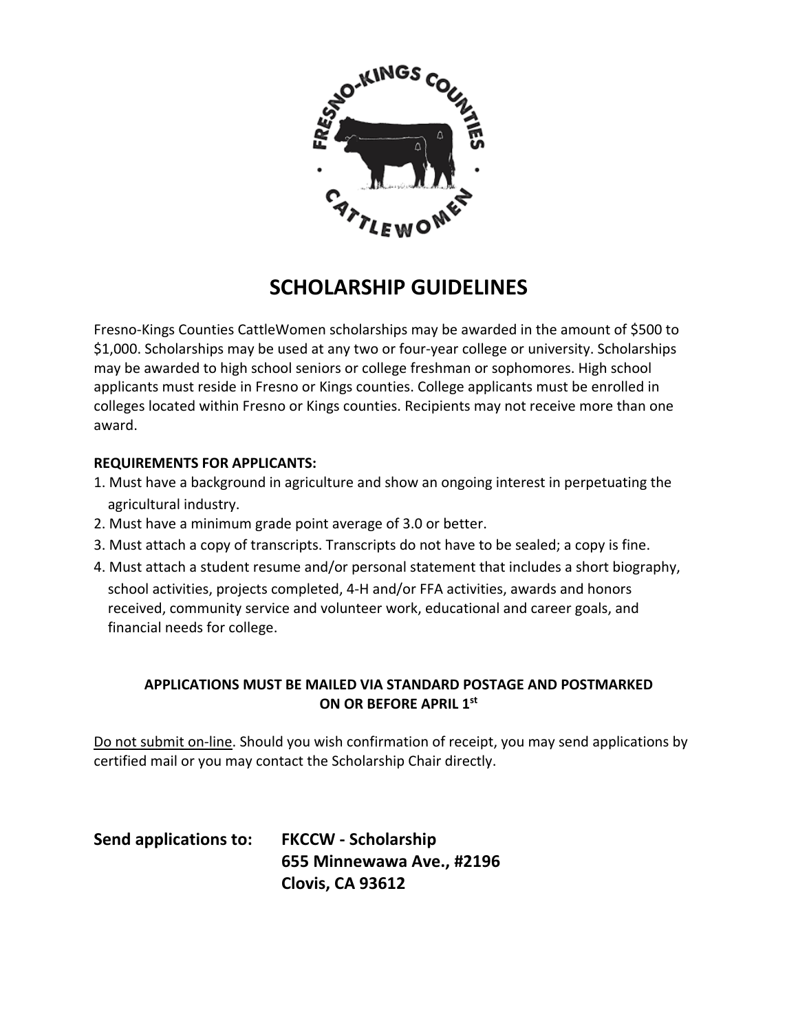# SCHOLARSHIP GUIDELINES

Fresno-Kings Counties CattleWomen scholarships may be awarded in the amount of $500 to $1,000. Scholarships may be used at any two or four-year college or university. Scholarships may be awarded to high school seniors or college freshman or sophomores. High school applicants must reside in Fresno or Kings counties. College applicants must be enrolled in colleges located within Fresno or Kings counties. Recipients may not receive more than one award.

**REQUIREMENTS FOR APPLICANTS:**

1. Must have a background in agriculture and show an ongoing interest in perpetuating the agricultural industry.
2. Must have a minimum grade point average of 3.0 or better.
3. Must attach a copy of transcripts. Transcripts do not have to be sealed; a copy is fine.
4. Must attach a student resume and/or personal statement that includes a short biography, school activities, projects completed, 4-H and/or FFA activities, awards and honors received, community service and volunteer work, educational and career goals, and financial needs for college.

**APPLICATIONS MUST BE MAILED VIA STANDARD POSTAGE AND POSTMARKED ON OR BEFORE APRIL 1st**

Do not submit on-line. Should you wish confirmation of receipt, you may send applications by certified mail or you may contact the Scholarship Chair directly.

**Send applications to:** **FKCCW - Scholarship**
**655 Minnewawa Ave., #2196**
**Clovis, CA 93612**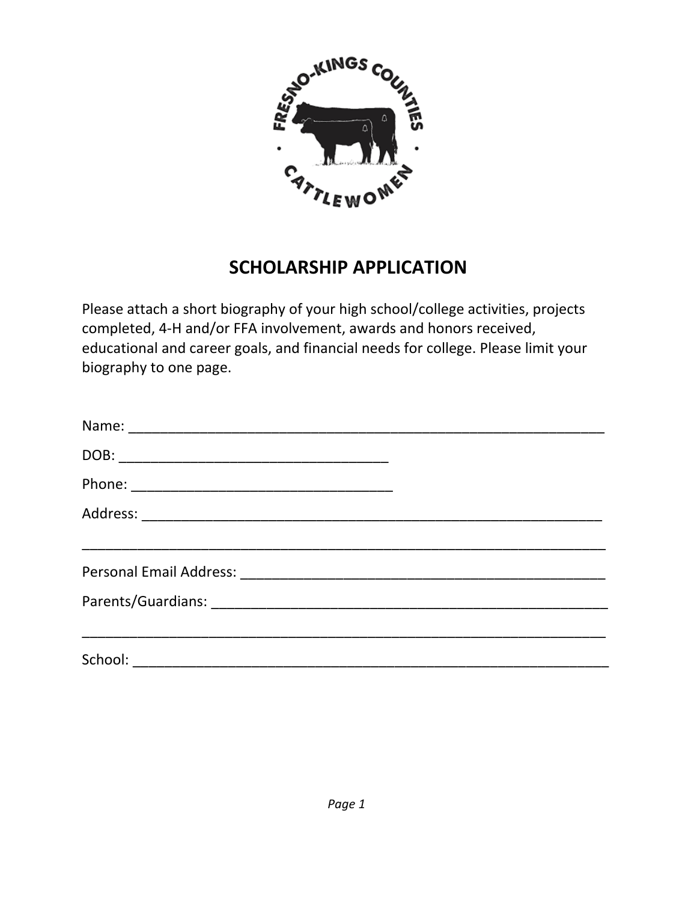FRESNO-KINGS COUNTIES CATTLEWOMEN

## SCHOLARSHIP APPLICATION

Please attach a short biography of your high school/college activities, projects completed, 4-H and/or FFA involvement, awards and honors received, educational and career goals, and financial needs for college. Please limit your biography to one page.

Name: ______________________________________________________________

DOB: ___________________________________

Phone: __________________________________

Address: ____________________________________________________________

_____________________________________________________________________

Personal Email Address: _______________________________________________

Parents/Guardians: ___________________________________________________

_____________________________________________________________________

School: _____________________________________________________________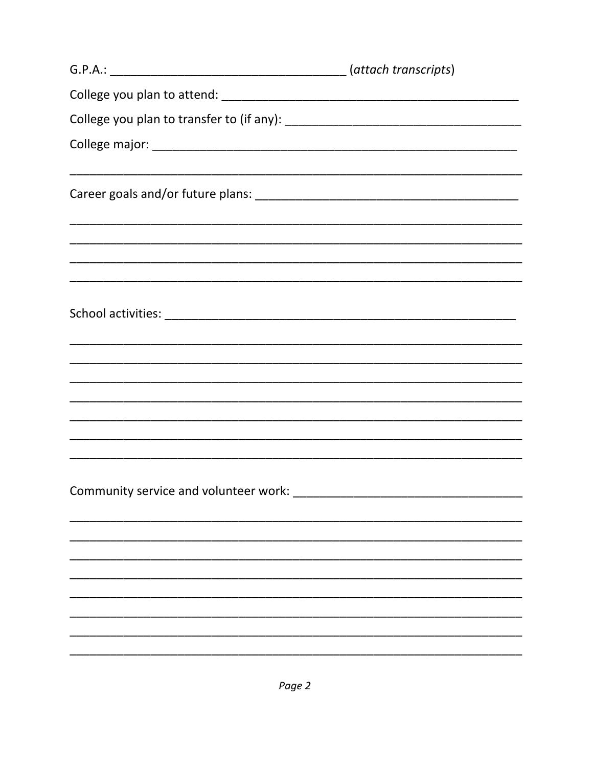G.P.A.: ____________________________________ (*attach transcripts*)

College you plan to attend: ______________________________________________

College you plan to transfer to (if any): ___________________________________

College major: _________________________________________________________

_______________________________________________________________________

Career goals and/or future plans: _________________________________________

_______________________________________________________________________

_______________________________________________________________________

_______________________________________________________________________

_______________________________________________________________________

School activities: ________________________________________________________

_______________________________________________________________________

_______________________________________________________________________

_______________________________________________________________________

_______________________________________________________________________

_______________________________________________________________________

_______________________________________________________________________

_______________________________________________________________________

Community service and volunteer work: ____________________________________

_______________________________________________________________________

_______________________________________________________________________

_______________________________________________________________________

_______________________________________________________________________

_______________________________________________________________________

_______________________________________________________________________

_______________________________________________________________________

_______________________________________________________________________